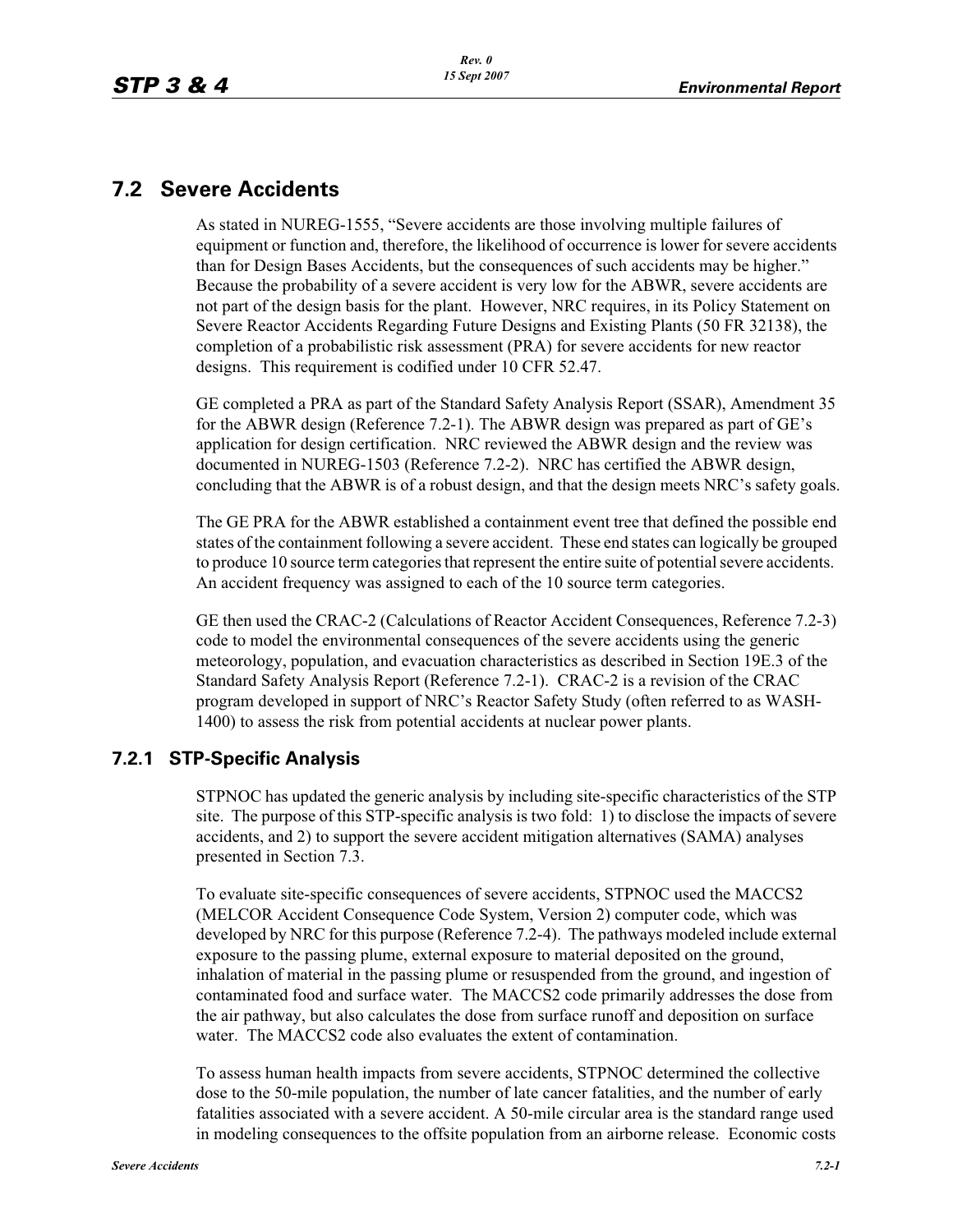## 7.2 Severe Accidents

As stated in NUREG-1555, "Severe accidents are those involving multiple failures of equipment or function and, therefore, the likelihood of occurrence is lower for severe accidents than for Design Bases Accidents, but the consequences of such accidents may be higher." Because the probability of a severe accident is very low for the ABWR, severe accidents are not part of the design basis for the plant. However, NRC requires, in its Policy Statement on Severe Reactor Accidents Regarding Future Designs and Existing Plants (50 FR 32138), the completion of a probabilistic risk assessment (PRA) for severe accidents for new reactor designs. This requirement is codified under 10 CFR 52.47.

GE completed a PRA as part of the Standard Safety Analysis Report (SSAR), Amendment 35 for the ABWR design (Reference 7.2-1). The ABWR design was prepared as part of GE's application for design certification. NRC reviewed the ABWR design and the review was documented in NUREG-1503 (Reference 7.2-2). NRC has certified the ABWR design, concluding that the ABWR is of a robust design, and that the design meets NRC's safety goals.

The GE PRA for the ABWR established a containment event tree that defined the possible end states of the containment following a severe accident. These end states can logically be grouped to produce 10 source term categories that represent the entire suite of potential severe accidents. An accident frequency was assigned to each of the 10 source term categories.

GE then used the CRAC-2 (Calculations of Reactor Accident Consequences, Reference 7.2-3) code to model the environmental consequences of the severe accidents using the generic meteorology, population, and evacuation characteristics as described in Section 19E.3 of the Standard Safety Analysis Report (Reference 7.2-1). CRAC-2 is a revision of the CRAC program developed in support of NRC's Reactor Safety Study (often referred to as WASH-1400) to assess the risk from potential accidents at nuclear power plants.

### 7.2.1 STP-Specific Analysis

STPNOC has updated the generic analysis by including site-specific characteristics of the STP site. The purpose of this STP-specific analysis is two fold: 1) to disclose the impacts of severe accidents, and 2) to support the severe accident mitigation alternatives (SAMA) analyses presented in Section 7.3.

To evaluate site-specific consequences of severe accidents, STPNOC used the MACCS2 (MELCOR Accident Consequence Code System, Version 2) computer code, which was developed by NRC for this purpose (Reference 7.2-4). The pathways modeled include external exposure to the passing plume, external exposure to material deposited on the ground, inhalation of material in the passing plume or resuspended from the ground, and ingestion of contaminated food and surface water. The MACCS2 code primarily addresses the dose from the air pathway, but also calculates the dose from surface runoff and deposition on surface water. The MACCS2 code also evaluates the extent of contamination.

To assess human health impacts from severe accidents, STPNOC determined the collective dose to the 50-mile population, the number of late cancer fatalities, and the number of early fatalities associated with a severe accident. A 50-mile circular area is the standard range used in modeling consequences to the offsite population from an airborne release. Economic costs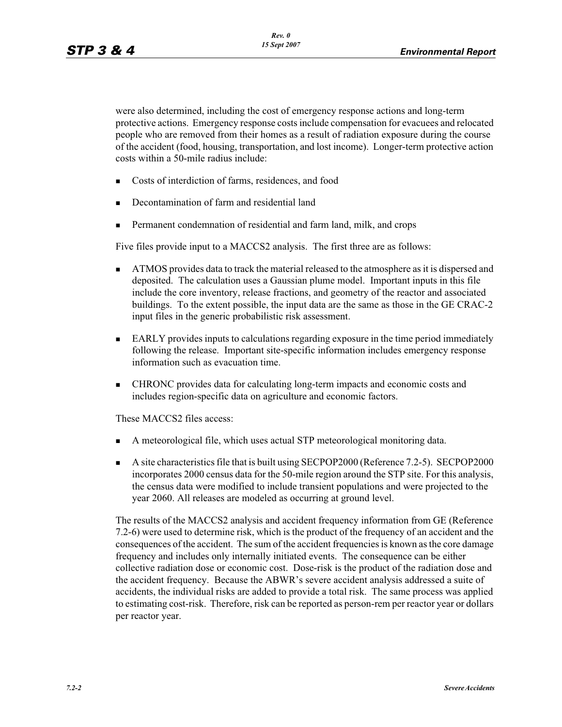were also determined, including the cost of emergency response actions and long-term protective actions. Emergency response costs include compensation for evacuees and relocated people who are removed from their homes as a result of radiation exposure during the course of the accident (food, housing, transportation, and lost income). Longer-term protective action costs within a 50-mile radius include:

- Costs of interdiction of farms, residences, and food
- Decontamination of farm and residential land
- Permanent condemnation of residential and farm land, milk, and crops

Five files provide input to a MACCS2 analysis. The first three are as follows:

- ATMOS provides data to track the material released to the atmosphere as it is dispersed and deposited. The calculation uses a Gaussian plume model. Important inputs in this file include the core inventory, release fractions, and geometry of the reactor and associated buildings. To the extent possible, the input data are the same as those in the GE CRAC-2 input files in the generic probabilistic risk assessment.
- EARLY provides inputs to calculations regarding exposure in the time period immediately following the release. Important site-specific information includes emergency response information such as evacuation time.
- CHRONC provides data for calculating long-term impacts and economic costs and includes region-specific data on agriculture and economic factors.

These MACCS2 files access:

- A meteorological file, which uses actual STP meteorological monitoring data.
- A site characteristics file that is built using SECPOP2000 (Reference 7.2-5). SECPOP2000 incorporates 2000 census data for the 50-mile region around the STP site. For this analysis, the census data were modified to include transient populations and were projected to the year 2060. All releases are modeled as occurring at ground level.

The results of the MACCS2 analysis and accident frequency information from GE (Reference 7.2-6) were used to determine risk, which is the product of the frequency of an accident and the consequences of the accident. The sum of the accident frequencies is known as the core damage frequency and includes only internally initiated events. The consequence can be either collective radiation dose or economic cost. Dose-risk is the product of the radiation dose and the accident frequency. Because the ABWR's severe accident analysis addressed a suite of accidents, the individual risks are added to provide a total risk. The same process was applied to estimating cost-risk. Therefore, risk can be reported as person-rem per reactor year or dollars per reactor year.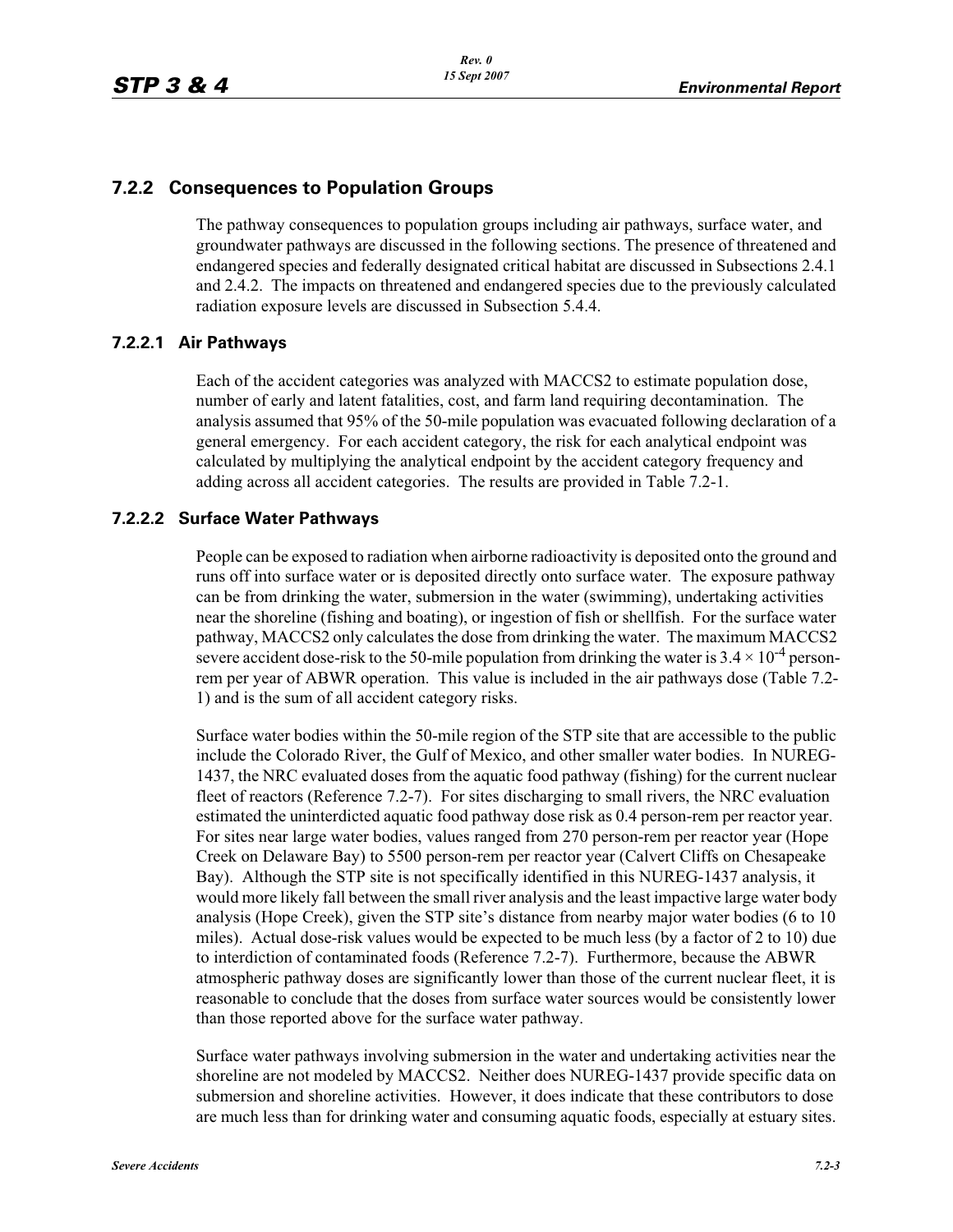## 7.2.2 Consequences to Population Groups

The pathway consequences to population groups including air pathways, surface water, and groundwater pathways are discussed in the following sections. The presence of threatened and endangered species and federally designated critical habitat are discussed in Subsections 2.4.1 and 2.4.2. The impacts on threatened and endangered species due to the previously calculated radiation exposure levels are discussed in Subsection 5.4.4.

### 7.2.2.1 Air Pathways

Each of the accident categories was analyzed with MACCS2 to estimate population dose, number of early and latent fatalities, cost, and farm land requiring decontamination. The analysis assumed that 95% of the 50-mile population was evacuated following declaration of a general emergency. For each accident category, the risk for each analytical endpoint was calculated by multiplying the analytical endpoint by the accident category frequency and adding across all accident categories. The results are provided in Table 7.2-1.

### 7.2.2.2 Surface Water Pathways

People can be exposed to radiation when airborne radioactivity is deposited onto the ground and runs off into surface water or is deposited directly onto surface water. The exposure pathway can be from drinking the water, submersion in the water (swimming), undertaking activities near the shoreline (fishing and boating), or ingestion of fish or shellfish. For the surface water pathway, MACCS2 only calculates the dose from drinking the water. The maximum MACCS2 severe accident dose-risk to the 50-mile population from drinking the water is $3.4 \times 10^{-4}$ person-rem per year of ABWR operation. This value is included in the air pathways dose (Table 7.2-1) and is the sum of all accident category risks.

Surface water bodies within the 50-mile region of the STP site that are accessible to the public include the Colorado River, the Gulf of Mexico, and other smaller water bodies. In NUREG-1437, the NRC evaluated doses from the aquatic food pathway (fishing) for the current nuclear fleet of reactors (Reference 7.2-7). For sites discharging to small rivers, the NRC evaluation estimated the uninterdicted aquatic food pathway dose risk as 0.4 person-rem per reactor year. For sites near large water bodies, values ranged from 270 person-rem per reactor year (Hope Creek on Delaware Bay) to 5500 person-rem per reactor year (Calvert Cliffs on Chesapeake Bay). Although the STP site is not specifically identified in this NUREG-1437 analysis, it would more likely fall between the small river analysis and the least impactive large water body analysis (Hope Creek), given the STP site's distance from nearby major water bodies (6 to 10 miles). Actual dose-risk values would be expected to be much less (by a factor of 2 to 10) due to interdiction of contaminated foods (Reference 7.2-7). Furthermore, because the ABWR atmospheric pathway doses are significantly lower than those of the current nuclear fleet, it is reasonable to conclude that the doses from surface water sources would be consistently lower than those reported above for the surface water pathway.

Surface water pathways involving submersion in the water and undertaking activities near the shoreline are not modeled by MACCS2. Neither does NUREG-1437 provide specific data on submersion and shoreline activities. However, it does indicate that these contributors to dose are much less than for drinking water and consuming aquatic foods, especially at estuary sites.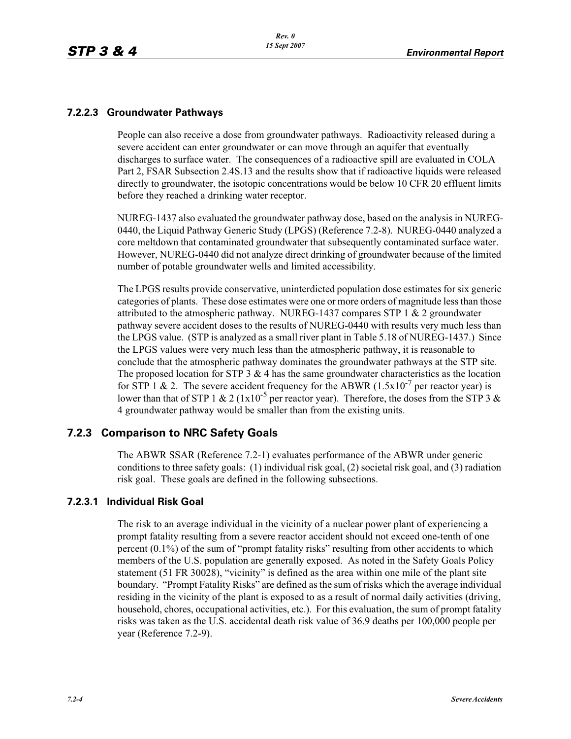### 7.2.2.3 Groundwater Pathways

People can also receive a dose from groundwater pathways. Radioactivity released during a severe accident can enter groundwater or can move through an aquifer that eventually discharges to surface water. The consequences of a radioactive spill are evaluated in COLA Part 2, FSAR Subsection 2.4S.13 and the results show that if radioactive liquids were released directly to groundwater, the isotopic concentrations would be below 10 CFR 20 effluent limits before they reached a drinking water receptor.

NUREG-1437 also evaluated the groundwater pathway dose, based on the analysis in NUREG-0440, the Liquid Pathway Generic Study (LPGS) (Reference 7.2-8). NUREG-0440 analyzed a core meltdown that contaminated groundwater that subsequently contaminated surface water. However, NUREG-0440 did not analyze direct drinking of groundwater because of the limited number of potable groundwater wells and limited accessibility.

The LPGS results provide conservative, uninterdicted population dose estimates for six generic categories of plants. These dose estimates were one or more orders of magnitude less than those attributed to the atmospheric pathway. NUREG-1437 compares STP 1 & 2 groundwater pathway severe accident doses to the results of NUREG-0440 with results very much less than the LPGS value. (STP is analyzed as a small river plant in Table 5.18 of NUREG-1437.) Since the LPGS values were very much less than the atmospheric pathway, it is reasonable to conclude that the atmospheric pathway dominates the groundwater pathways at the STP site. The proposed location for STP 3 & 4 has the same groundwater characteristics as the location for STP 1 & 2. The severe accident frequency for the ABWR ($1.5 \times 10^{-7}$ per reactor year) is lower than that of STP 1 & 2 ($1 \times 10^{-5}$ per reactor year). Therefore, the doses from the STP 3 & 4 groundwater pathway would be smaller than from the existing units.

## 7.2.3 Comparison to NRC Safety Goals

The ABWR SSAR (Reference 7.2-1) evaluates performance of the ABWR under generic conditions to three safety goals: (1) individual risk goal, (2) societal risk goal, and (3) radiation risk goal. These goals are defined in the following subsections.

### 7.2.3.1 Individual Risk Goal

The risk to an average individual in the vicinity of a nuclear power plant of experiencing a prompt fatality resulting from a severe reactor accident should not exceed one-tenth of one percent (0.1%) of the sum of "prompt fatality risks" resulting from other accidents to which members of the U.S. population are generally exposed. As noted in the Safety Goals Policy statement (51 FR 30028), "vicinity" is defined as the area within one mile of the plant site boundary. "Prompt Fatality Risks" are defined as the sum of risks which the average individual residing in the vicinity of the plant is exposed to as a result of normal daily activities (driving, household, chores, occupational activities, etc.). For this evaluation, the sum of prompt fatality risks was taken as the U.S. accidental death risk value of 36.9 deaths per 100,000 people per year (Reference 7.2-9).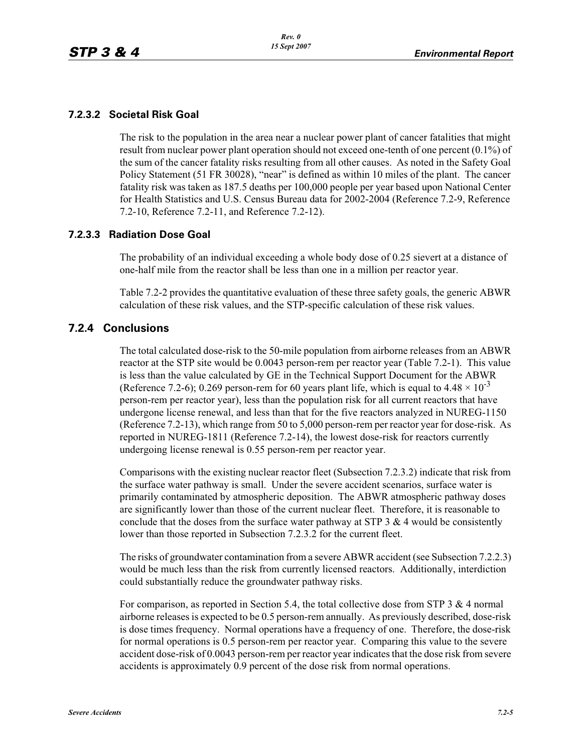### 7.2.3.2 Societal Risk Goal

The risk to the population in the area near a nuclear power plant of cancer fatalities that might result from nuclear power plant operation should not exceed one-tenth of one percent (0.1%) of the sum of the cancer fatality risks resulting from all other causes. As noted in the Safety Goal Policy Statement (51 FR 30028), "near" is defined as within 10 miles of the plant. The cancer fatality risk was taken as 187.5 deaths per 100,000 people per year based upon National Center for Health Statistics and U.S. Census Bureau data for 2002-2004 (Reference 7.2-9, Reference 7.2-10, Reference 7.2-11, and Reference 7.2-12).

### 7.2.3.3 Radiation Dose Goal

The probability of an individual exceeding a whole body dose of 0.25 sievert at a distance of one-half mile from the reactor shall be less than one in a million per reactor year.

Table 7.2-2 provides the quantitative evaluation of these three safety goals, the generic ABWR calculation of these risk values, and the STP-specific calculation of these risk values.

## 7.2.4 Conclusions

The total calculated dose-risk to the 50-mile population from airborne releases from an ABWR reactor at the STP site would be 0.0043 person-rem per reactor year (Table 7.2-1). This value is less than the value calculated by GE in the Technical Support Document for the ABWR (Reference 7.2-6); 0.269 person-rem for 60 years plant life, which is equal to $4.48 \times 10^{-3}$ person-rem per reactor year), less than the population risk for all current reactors that have undergone license renewal, and less than that for the five reactors analyzed in NUREG-1150 (Reference 7.2-13), which range from 50 to 5,000 person-rem per reactor year for dose-risk. As reported in NUREG-1811 (Reference 7.2-14), the lowest dose-risk for reactors currently undergoing license renewal is 0.55 person-rem per reactor year.

Comparisons with the existing nuclear reactor fleet (Subsection 7.2.3.2) indicate that risk from the surface water pathway is small. Under the severe accident scenarios, surface water is primarily contaminated by atmospheric deposition. The ABWR atmospheric pathway doses are significantly lower than those of the current nuclear fleet. Therefore, it is reasonable to conclude that the doses from the surface water pathway at STP 3 & 4 would be consistently lower than those reported in Subsection 7.2.3.2 for the current fleet.

The risks of groundwater contamination from a severe ABWR accident (see Subsection 7.2.2.3) would be much less than the risk from currently licensed reactors. Additionally, interdiction could substantially reduce the groundwater pathway risks.

For comparison, as reported in Section 5.4, the total collective dose from STP 3 & 4 normal airborne releases is expected to be 0.5 person-rem annually. As previously described, dose-risk is dose times frequency. Normal operations have a frequency of one. Therefore, the dose-risk for normal operations is 0.5 person-rem per reactor year. Comparing this value to the severe accident dose-risk of 0.0043 person-rem per reactor year indicates that the dose risk from severe accidents is approximately 0.9 percent of the dose risk from normal operations.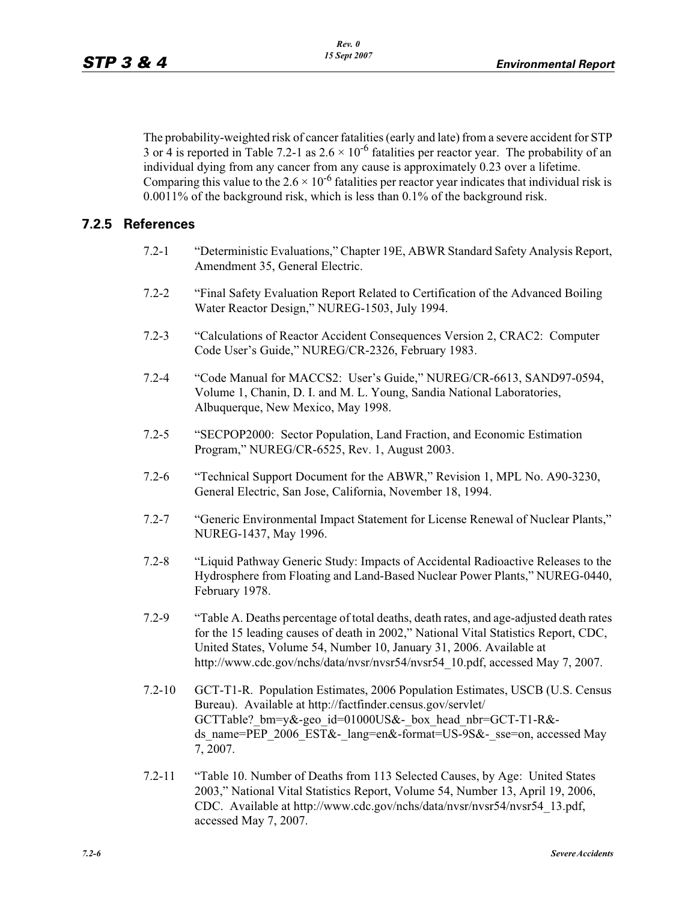The probability-weighted risk of cancer fatalities (early and late) from a severe accident for STP 3 or 4 is reported in Table 7.2-1 as $2.6 \times 10^{-6}$ fatalities per reactor year. The probability of an individual dying from any cancer from any cause is approximately 0.23 over a lifetime. Comparing this value to the $2.6 \times 10^{-6}$ fatalities per reactor year indicates that individual risk is 0.0011% of the background risk, which is less than 0.1% of the background risk.

### 7.2.5 References

7.2-1 "Deterministic Evaluations," Chapter 19E, ABWR Standard Safety Analysis Report, Amendment 35, General Electric.

7.2-2 "Final Safety Evaluation Report Related to Certification of the Advanced Boiling Water Reactor Design," NUREG-1503, July 1994.

7.2-3 "Calculations of Reactor Accident Consequences Version 2, CRAC2: Computer Code User's Guide," NUREG/CR-2326, February 1983.

7.2-4 "Code Manual for MACCS2: User's Guide," NUREG/CR-6613, SAND97-0594, Volume 1, Chanin, D. I. and M. L. Young, Sandia National Laboratories, Albuquerque, New Mexico, May 1998.

7.2-5 "SECPOP2000: Sector Population, Land Fraction, and Economic Estimation Program," NUREG/CR-6525, Rev. 1, August 2003.

7.2-6 "Technical Support Document for the ABWR," Revision 1, MPL No. A90-3230, General Electric, San Jose, California, November 18, 1994.

7.2-7 "Generic Environmental Impact Statement for License Renewal of Nuclear Plants," NUREG-1437, May 1996.

7.2-8 "Liquid Pathway Generic Study: Impacts of Accidental Radioactive Releases to the Hydrosphere from Floating and Land-Based Nuclear Power Plants," NUREG-0440, February 1978.

7.2-9 "Table A. Deaths percentage of total deaths, death rates, and age-adjusted death rates for the 15 leading causes of death in 2002," National Vital Statistics Report, CDC, United States, Volume 54, Number 10, January 31, 2006. Available at http://www.cdc.gov/nchs/data/nvsr/nvsr54/nvsr54_10.pdf, accessed May 7, 2007.

7.2-10 GCT-T1-R. Population Estimates, 2006 Population Estimates, USCB (U.S. Census Bureau). Available at http://factfinder.census.gov/servlet/GCTTable?_bm=y&-geo_id=01000US&-_box_head_nbr=GCT-T1-R&-ds_name=PEP_2006_EST&-_lang=en&-format=US-9S&-_sse=on, accessed May 7, 2007.

7.2-11 "Table 10. Number of Deaths from 113 Selected Causes, by Age: United States 2003," National Vital Statistics Report, Volume 54, Number 13, April 19, 2006, CDC. Available at http://www.cdc.gov/nchs/data/nvsr/nvsr54/nvsr54_13.pdf, accessed May 7, 2007.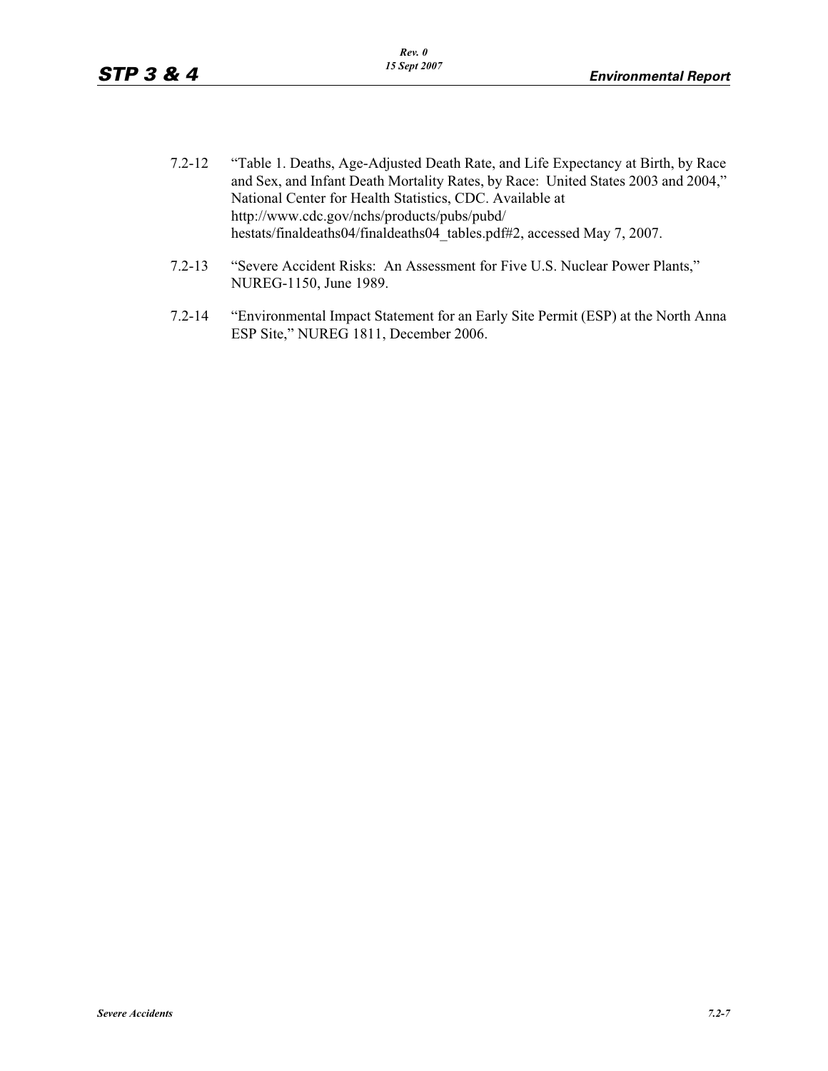7.2-12 "Table 1. Deaths, Age-Adjusted Death Rate, and Life Expectancy at Birth, by Race and Sex, and Infant Death Mortality Rates, by Race: United States 2003 and 2004," National Center for Health Statistics, CDC. Available at http://www.cdc.gov/nchs/products/pubs/pubd/hestats/finaldeaths04/finaldeaths04_tables.pdf#2, accessed May 7, 2007.

7.2-13 "Severe Accident Risks: An Assessment for Five U.S. Nuclear Power Plants," NUREG-1150, June 1989.

7.2-14 "Environmental Impact Statement for an Early Site Permit (ESP) at the North Anna ESP Site," NUREG 1811, December 2006.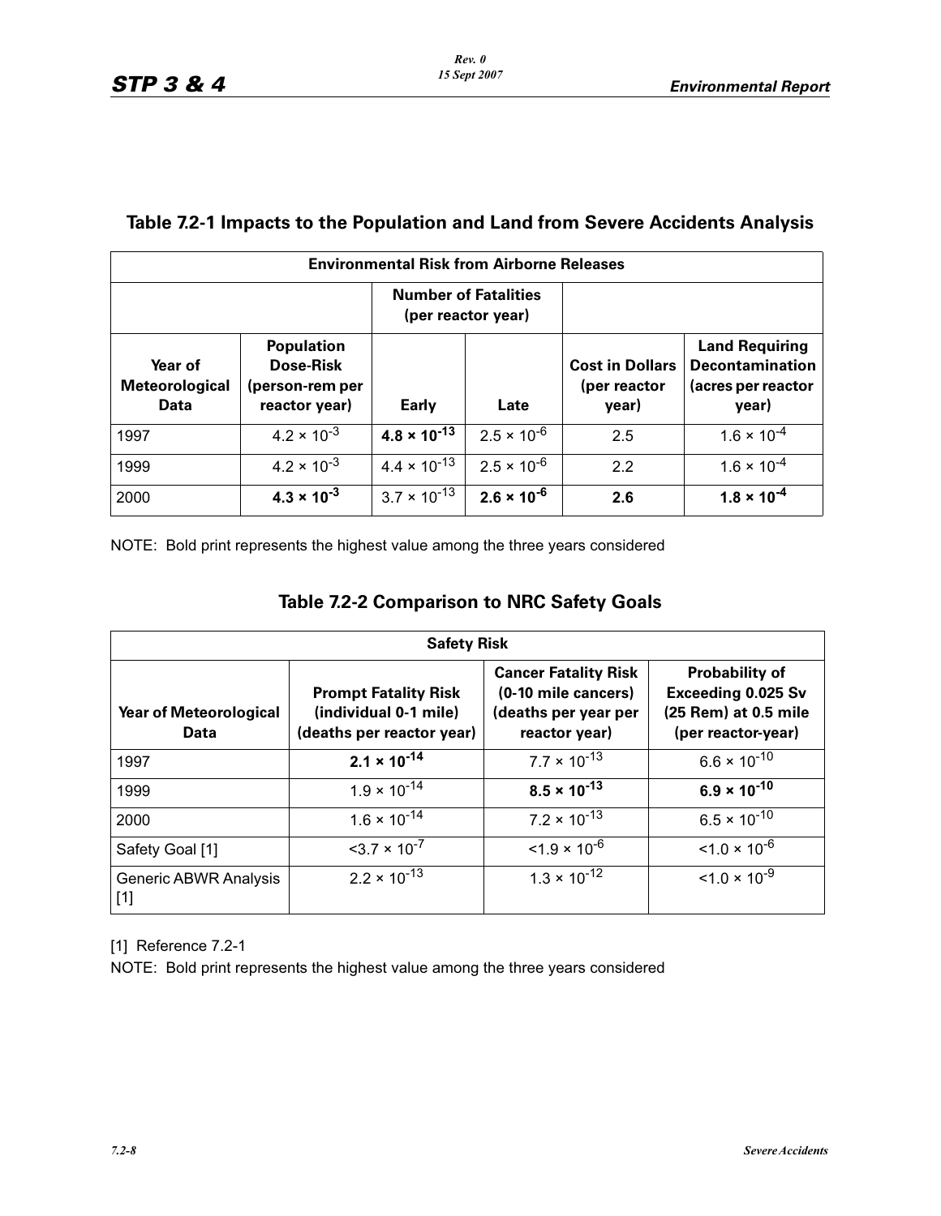## Table 7.2-1 Impacts to the Population and Land from Severe Accidents Analysis

| Environmental Risk from Airborne Releases | | | | | |
|---|---|---|---|---|---|
| | | Number of Fatalities (per reactor year) | | | |
| **Year of Meteorological Data** | **Population Dose-Risk (person-rem per reactor year)** | **Early** | **Late** | **Cost in Dollars (per reactor year)** | **Land Requiring Decontamination (acres per reactor year)** |
| 1997 | $4.2 \times 10^{-3}$ | $\mathbf{4.8 \times 10^{-13}}$ | $2.5 \times 10^{-6}$ | 2.5 | $1.6 \times 10^{-4}$ |
| 1999 | $4.2 \times 10^{-3}$ | $4.4 \times 10^{-13}$ | $2.5 \times 10^{-6}$ | 2.2 | $1.6 \times 10^{-4}$ |
| 2000 | $\mathbf{4.3 \times 10^{-3}}$ | $3.7 \times 10^{-13}$ | $\mathbf{2.6 \times 10^{-6}}$ | **2.6** | $\mathbf{1.8 \times 10^{-4}}$ |

NOTE: Bold print represents the highest value among the three years considered

## Table 7.2-2 Comparison to NRC Safety Goals

| Safety Risk | | | |
|---|---|---|---|
| **Year of Meteorological Data** | **Prompt Fatality Risk (individual 0-1 mile) (deaths per reactor year)** | **Cancer Fatality Risk (0-10 mile cancers) (deaths per year per reactor year)** | **Probability of Exceeding 0.025 Sv (25 Rem) at 0.5 mile (per reactor-year)** |
| 1997 | $\mathbf{2.1 \times 10^{-14}}$ | $7.7 \times 10^{-13}$ | $6.6 \times 10^{-10}$ |
| 1999 | $1.9 \times 10^{-14}$ | $\mathbf{8.5 \times 10^{-13}}$ | $\mathbf{6.9 \times 10^{-10}}$ |
| 2000 | $1.6 \times 10^{-14}$ | $7.2 \times 10^{-13}$ | $6.5 \times 10^{-10}$ |
| Safety Goal [1] | $<3.7 \times 10^{-7}$ | $<1.9 \times 10^{-6}$ | $<1.0 \times 10^{-6}$ |
| Generic ABWR Analysis [1] | $2.2 \times 10^{-13}$ | $1.3 \times 10^{-12}$ | $<1.0 \times 10^{-9}$ |

[1] Reference 7.2-1

NOTE: Bold print represents the highest value among the three years considered